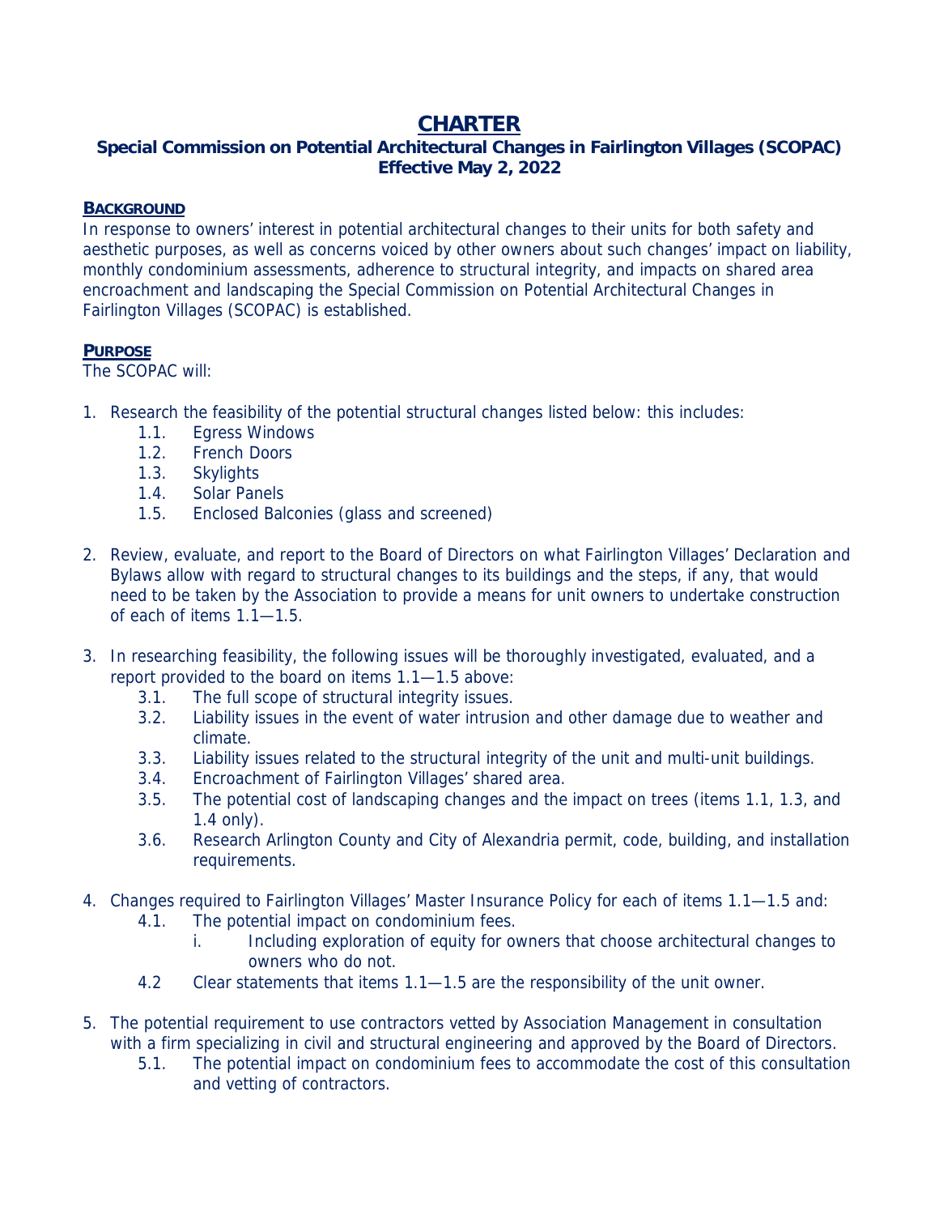# CHARTER

### Special Commission on Potential Architectural Changes in Fairlington Villages (SCOPAC)
### Effective May 2, 2022

## BACKGROUND

In response to owners' interest in potential architectural changes to their units for both safety and aesthetic purposes, as well as concerns voiced by other owners about such changes' impact on liability, monthly condominium assessments, adherence to structural integrity, and impacts on shared area encroachment and landscaping the Special Commission on Potential Architectural Changes in Fairlington Villages (SCOPAC) is established.

## PURPOSE

The SCOPAC will:

1. Research the feasibility of the potential structural changes listed below: this includes:
   - 1.1. Egress Windows
   - 1.2. French Doors
   - 1.3. Skylights
   - 1.4. Solar Panels
   - 1.5. Enclosed Balconies (glass and screened)

2. Review, evaluate, and report to the Board of Directors on what Fairlington Villages' Declaration and Bylaws allow with regard to structural changes to its buildings and the steps, if any, that would need to be taken by the Association to provide a means for unit owners to undertake construction of each of items 1.1—1.5.

3. In researching feasibility, the following issues will be thoroughly investigated, evaluated, and a report provided to the board on items 1.1—1.5 above:
   - 3.1. The full scope of structural integrity issues.
   - 3.2. Liability issues in the event of water intrusion and other damage due to weather and climate.
   - 3.3. Liability issues related to the structural integrity of the unit and multi-unit buildings.
   - 3.4. Encroachment of Fairlington Villages' shared area.
   - 3.5. The potential cost of landscaping changes and the impact on trees (items 1.1, 1.3, and 1.4 only).
   - 3.6. Research Arlington County and City of Alexandria permit, code, building, and installation requirements.

4. Changes required to Fairlington Villages' Master Insurance Policy for each of items 1.1—1.5 and:
   - 4.1. The potential impact on condominium fees.
     - i. Including exploration of equity for owners that choose architectural changes to owners who do not.
   - 4.2 Clear statements that items 1.1—1.5 are the responsibility of the unit owner.

5. The potential requirement to use contractors vetted by Association Management in consultation with a firm specializing in civil and structural engineering and approved by the Board of Directors.
   - 5.1. The potential impact on condominium fees to accommodate the cost of this consultation and vetting of contractors.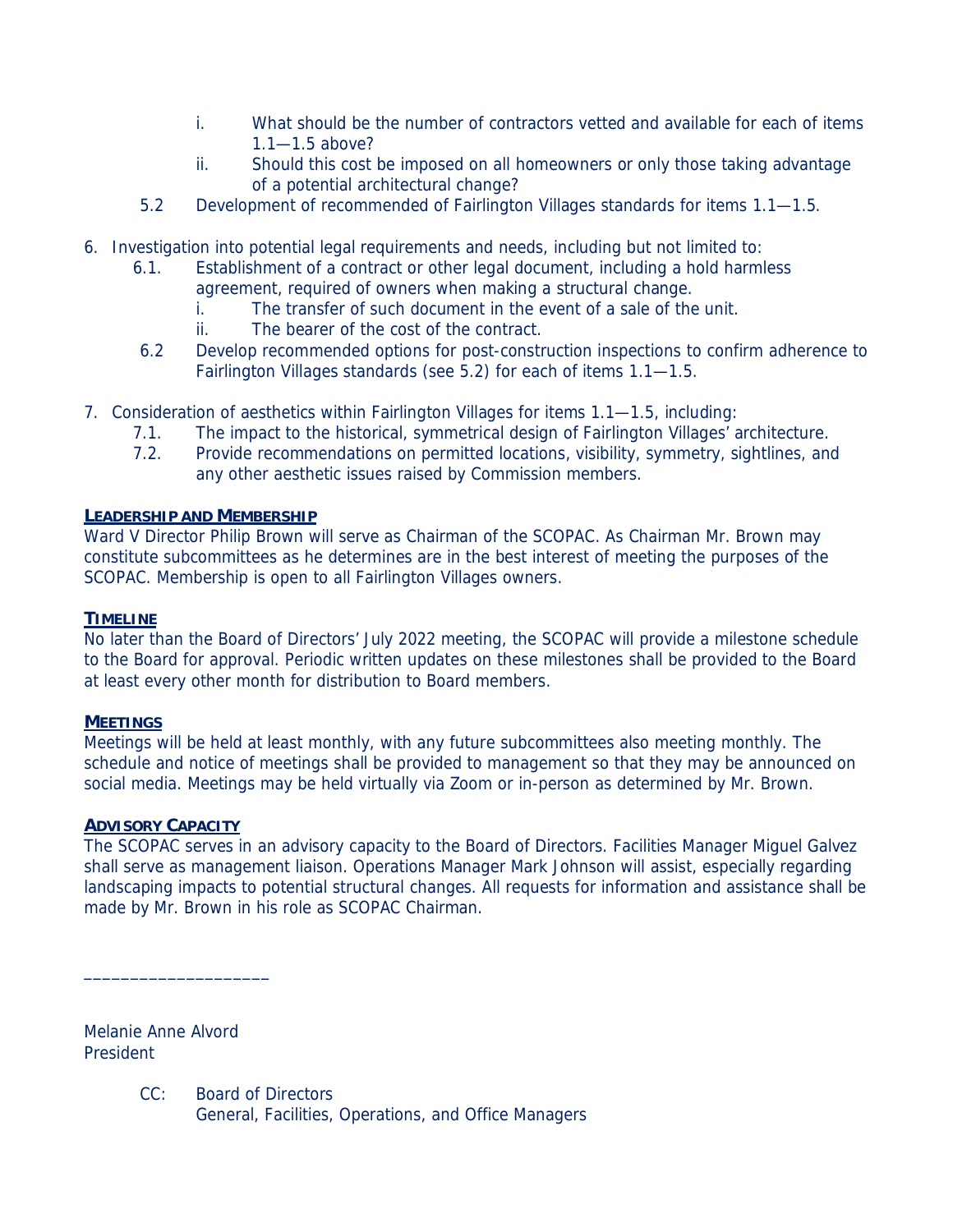i. What should be the number of contractors vetted and available for each of items 1.1—1.5 above?

ii. Should this cost be imposed on all homeowners or only those taking advantage of a potential architectural change?

5.2 Development of recommended of Fairlington Villages standards for items 1.1—1.5.

6. Investigation into potential legal requirements and needs, including but not limited to:
   - 6.1. Establishment of a contract or other legal document, including a hold harmless agreement, required of owners when making a structural change.
     - i. The transfer of such document in the event of a sale of the unit.
     - ii. The bearer of the cost of the contract.
   - 6.2 Develop recommended options for post-construction inspections to confirm adherence to Fairlington Villages standards (see 5.2) for each of items 1.1—1.5.

7. Consideration of aesthetics within Fairlington Villages for items 1.1—1.5, including:
   - 7.1. The impact to the historical, symmetrical design of Fairlington Villages' architecture.
   - 7.2. Provide recommendations on permitted locations, visibility, symmetry, sightlines, and any other aesthetic issues raised by Commission members.

**LEADERSHIP AND MEMBERSHIP**

Ward V Director Philip Brown will serve as Chairman of the SCOPAC. As Chairman Mr. Brown may constitute subcommittees as he determines are in the best interest of meeting the purposes of the SCOPAC. Membership is open to all Fairlington Villages owners.

**TIMELINE**

No later than the Board of Directors' July 2022 meeting, the SCOPAC will provide a milestone schedule to the Board for approval. Periodic written updates on these milestones shall be provided to the Board at least every other month for distribution to Board members.

**MEETINGS**

Meetings will be held at least monthly, with any future subcommittees also meeting monthly. The schedule and notice of meetings shall be provided to management so that they may be announced on social media. Meetings may be held virtually via Zoom or in-person as determined by Mr. Brown.

**ADVISORY CAPACITY**

The SCOPAC serves in an advisory capacity to the Board of Directors. Facilities Manager Miguel Galvez shall serve as management liaison. Operations Manager Mark Johnson will assist, especially regarding landscaping impacts to potential structural changes. All requests for information and assistance shall be made by Mr. Brown in his role as SCOPAC Chairman.

___________________

Melanie Anne Alvord
President

CC: Board of Directors
General, Facilities, Operations, and Office Managers